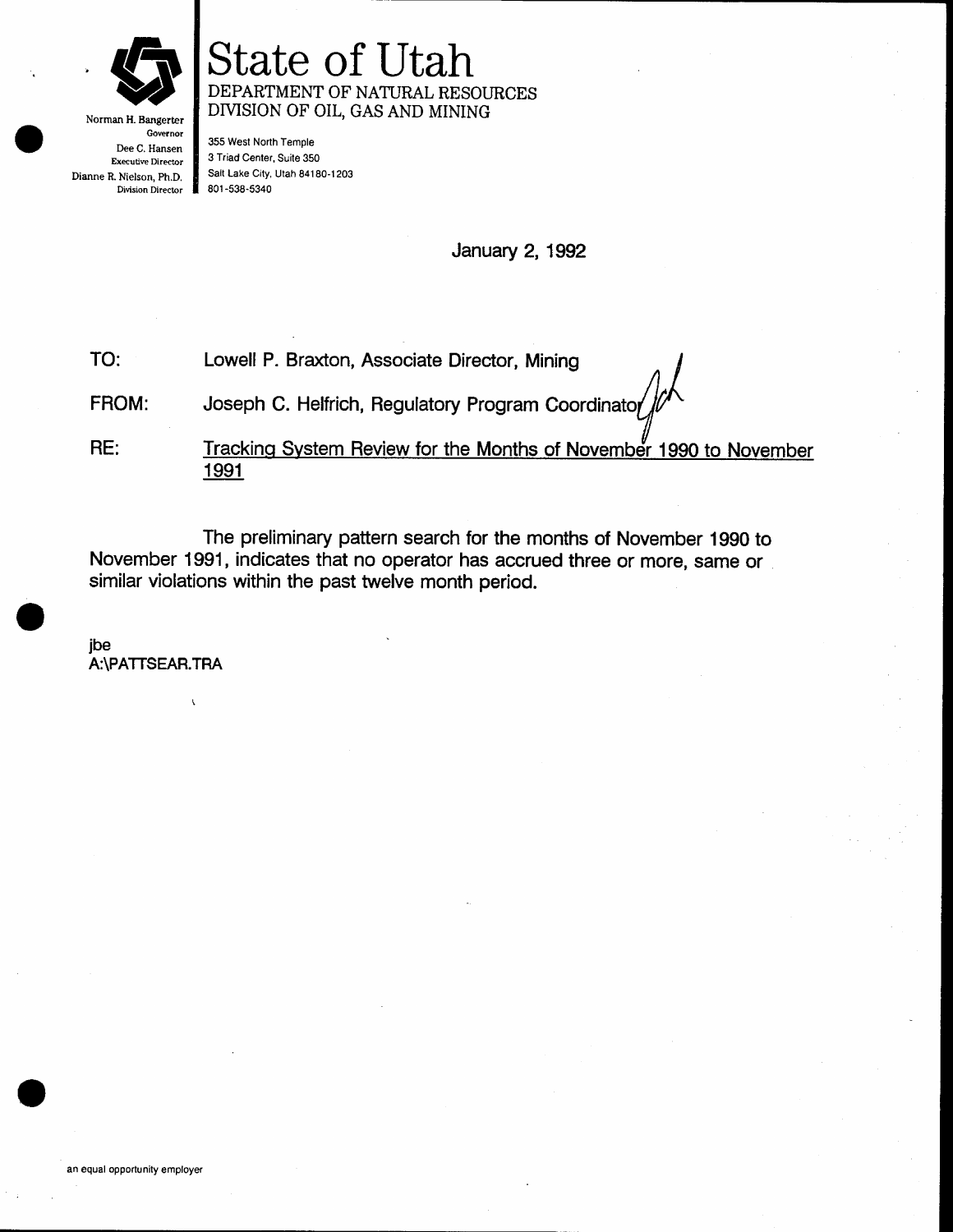# State of Utah

DEPARTMENT OF NATURAL RESOURCES
DIVISION OF OIL, GAS AND MINING

Norman H. Bangerter
Governor
Dee C. Hansen
Executive Director
Dianne R. Nielson, Ph.D.
Division Director

355 West North Temple
3 Triad Center, Suite 350
Salt Lake City, Utah 84180-1203
801-538-5340

January 2, 1992

TO: Lowell P. Braxton, Associate Director, Mining

FROM: Joseph C. Helfrich, Regulatory Program Coordinator

RE: Tracking System Review for the Months of November 1990 to November 1991

The preliminary pattern search for the months of November 1990 to November 1991, indicates that no operator has accrued three or more, same or similar violations within the past twelve month period.

jbe
A:\PATTSEAR.TRA

an equal opportunity employer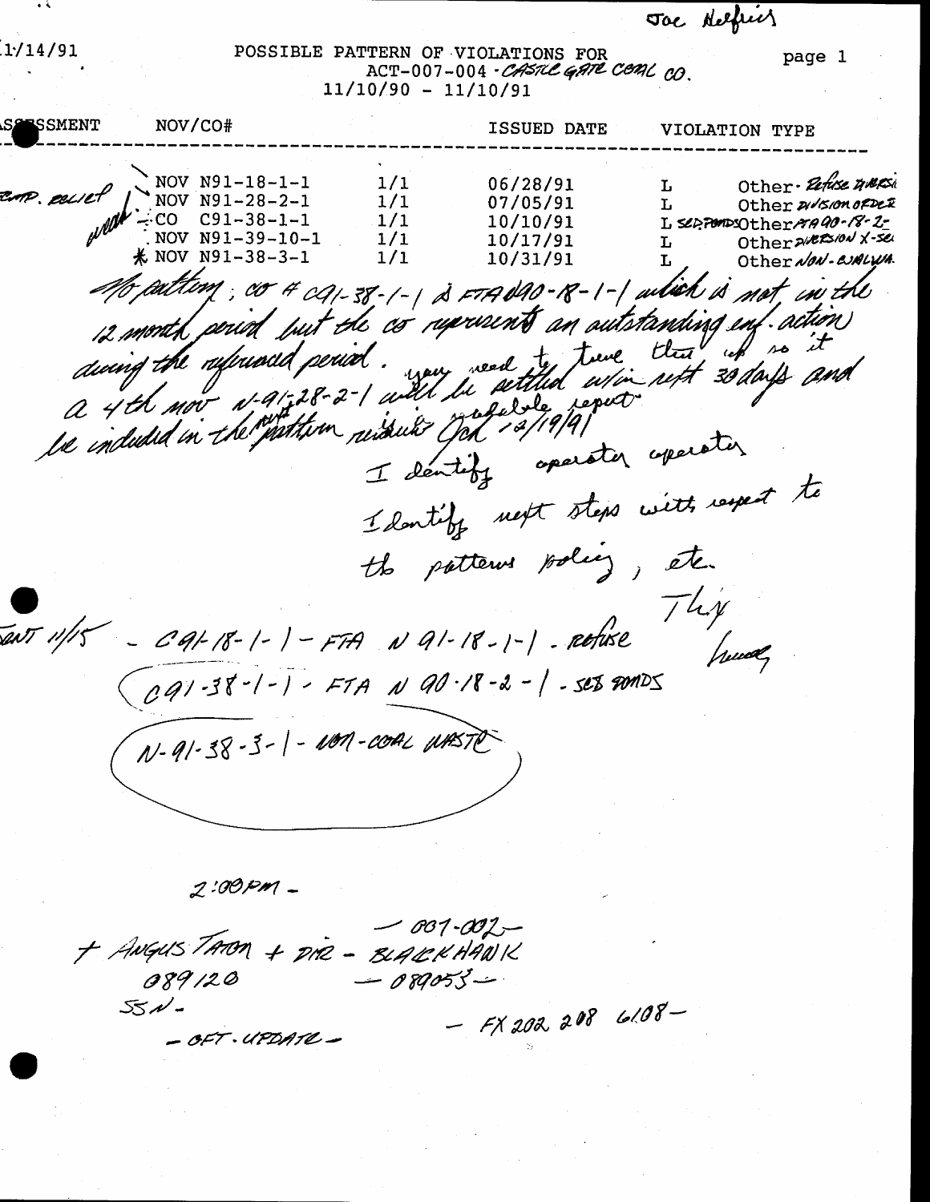Joe Helfrich

11/14/91

# POSSIBLE PATTERN OF VIOLATIONS FOR ACT-007-004 - CASTLE GATE COAL CO.

11/10/90 - 11/10/91

| ASSESSMENT | NOV/CO# | | ISSUED DATE | VIOLATION TYPE | |
|---|---|---|---|---|---|
| EMP. RELIEF | NOV N91-18-1-1 | 1/1 | 06/28/91 | L | Other - Refuse DISPOSAL |
| | NOV N91-28-2-1 | 1/1 | 07/05/91 | L | Other DIVISION ORDER |
| | CO C91-38-1-1 | 1/1 | 10/10/91 | L SED PONDS | Other FTA 90-18-2- |
| | NOV N91-39-10-1 | 1/1 | 10/17/91 | L | Other DIVERSION X-SEC |
| | * NOV N91-38-3-1 | 1/1 | 10/31/91 | L | Other NON-COAL WA. |

No pattern; CO # C91-38-1-1 is FTA N90-18-1-1 which is not in the 12 month period but the CO represents an outstanding enf. action during the referenced period. you need to have that up so it will be settled w/in next 30 days and a 4th NOV N-91-28-2-1 will be included in the next pattern review. schedule report Jan 12/19/91

Identify operator operator

Identify next steps with respect to the pattern policy, etc.

Thy

SENT 11/15 - C91-18-1-1 - FTA N 91-18-1-1 . Refuse

C91-38-1-1 - FTA N 90-18-2-1 - SED PONDS

N-91-38-3-1 - NON-COAL WASTE

2:00PM -

+ ANGUS TATON + DIR - BLACKHAWK - 007-002 -

089120 - 089053 -

SSN -

- OFT. UPDATE -

- FX 202 208 6108 -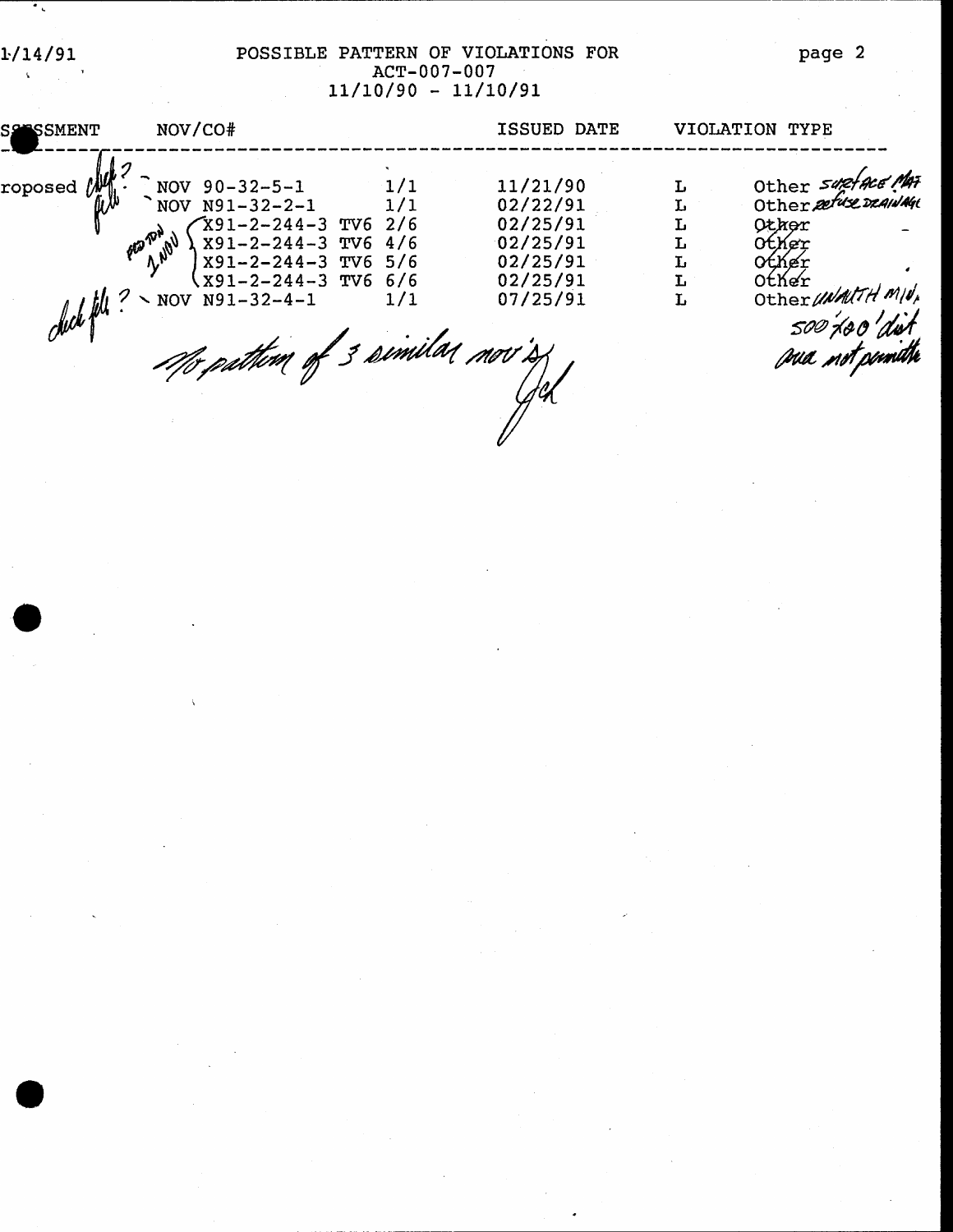1/14/91

# POSSIBLE PATTERN OF VIOLATIONS FOR ACT-007-007

11/10/90 - 11/10/91

| SSESSMENT | NOV/CO# | | ISSUED DATE | VIOLATION TYPE | |
|---|---|---|---|---|---|
| roposed | NOV 90-32-5-1 | 1/1 | 11/21/90 | L | Other surface mat |
| | NOV N91-32-2-1 | 1/1 | 02/22/91 | L | Other refuse drainage |
| | X91-2-244-3 TV6 | 2/6 | 02/25/91 | L | Other |
| | X91-2-244-3 TV6 | 4/6 | 02/25/91 | L | Other |
| | X91-2-244-3 TV6 | 5/6 | 02/25/91 | L | Other |
| | X91-2-244-3 TV6 | 6/6 | 02/25/91 | L | Other |
| | NOV N91-32-4-1 | 1/1 | 07/25/91 | L | Other unauth min, 500'x80' dist area not permitted |

Handwritten notes: "check file?" (beside NOV 90-32-5-1 and NOV N91-32-2-1); "1 NOV" (beside X91-2-244-3 entries); "check file?" (beside NOV N91-32-4-1)

No pattern of 3 similar nov's

JCL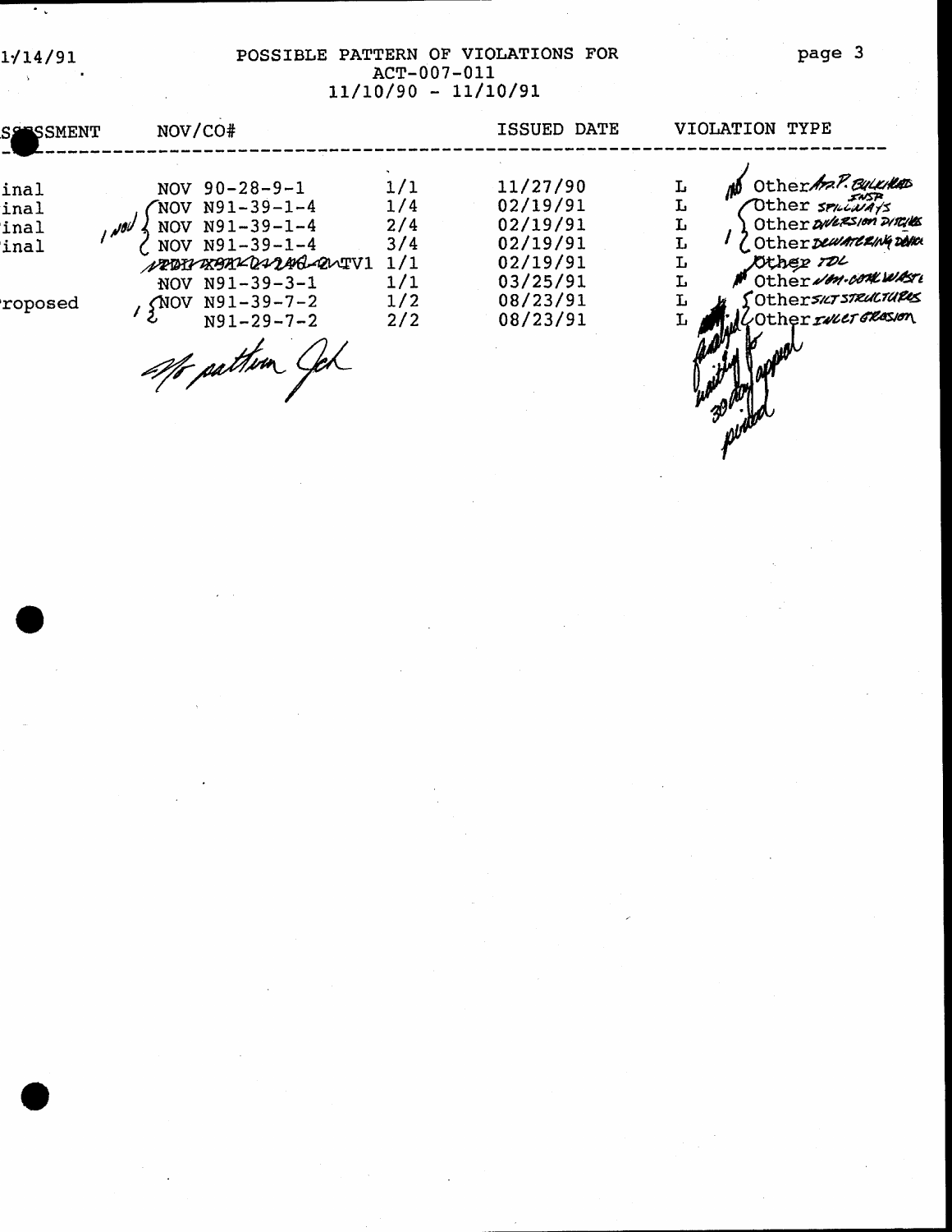1/14/91

# POSSIBLE PATTERN OF VIOLATIONS FOR ACT-007-011
## 11/10/90 - 11/10/91

| ASSESSMENT | NOV/CO# | | ISSUED DATE | VIOLATION TYPE | |
|---|---|---|---|---|---|
| inal | NOV 90-28-9-1 | 1/1 | 11/27/90 | L | Other APP. BULKHEAD |
| inal | NOV N91-39-1-4 | 1/4 | 02/19/91 | L | Other INSP SPILLWAYS |
| inal | NOV N91-39-1-4 | 2/4 | 02/19/91 | L | Other DIVERSION DITCHES |
| inal | NOV N91-39-1-4 | 3/4 | 02/19/91 | L | Other DEWATERING DEVICE |
| | ~~NOV N91-39-1-4~~ TV1 | 1/1 | 02/19/91 | L | Other TDL |
| | NOV N91-39-3-1 | 1/1 | 03/25/91 | L | Other NON-COAL WASTE |
| roposed | NOV N91-39-7-2 | 1/2 | 08/23/91 | L | Other SILT STRUCTURES |
| | N91-29-7-2 | 2/2 | 08/23/91 | L | Other INLET EROSION |

No pattern Jch

1 NOV

analysis waiting for 30 day appeal period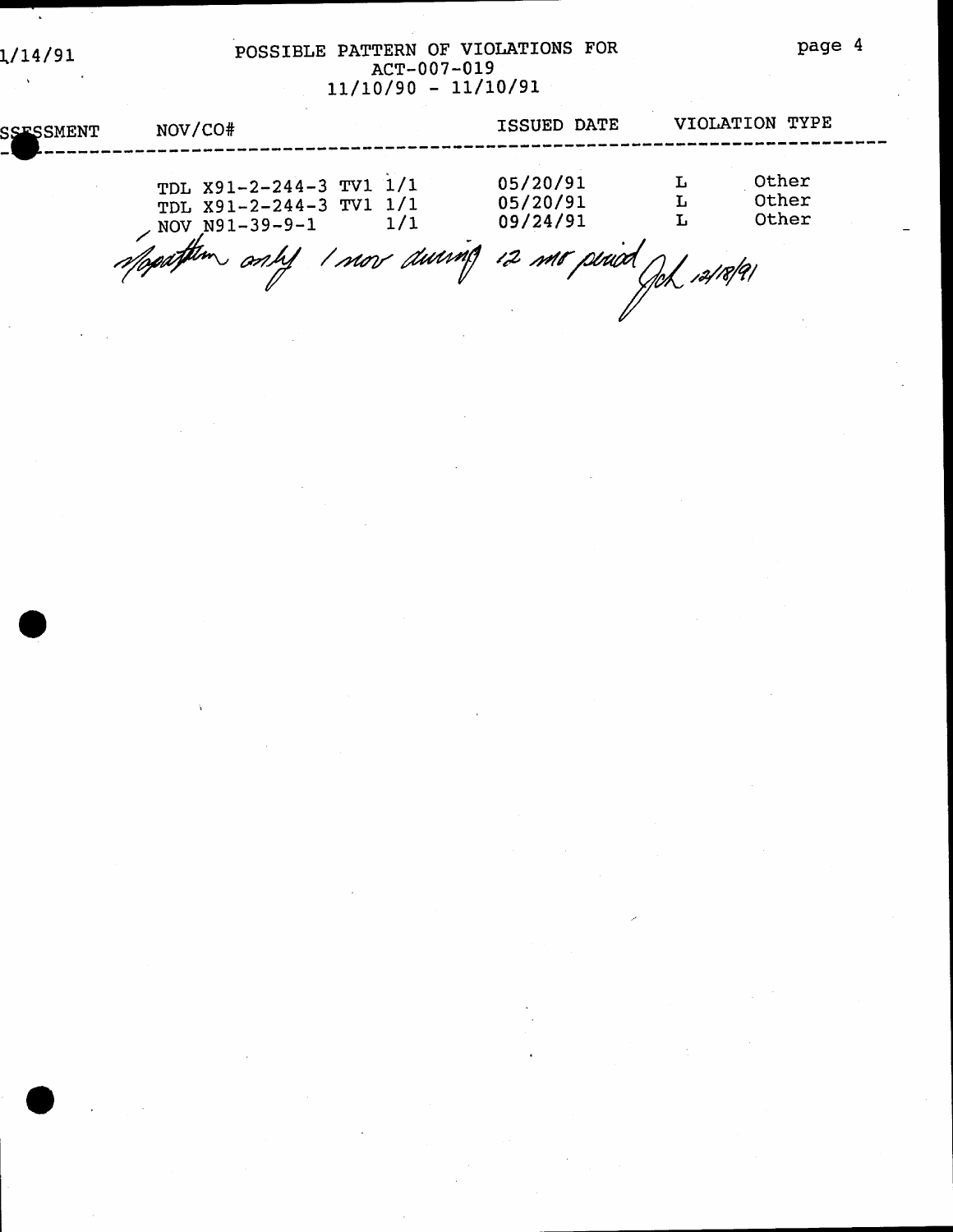1/14/91

# POSSIBLE PATTERN OF VIOLATIONS FOR ACT-007-019 11/10/90 - 11/10/91

| SSESSMENT | NOV/CO# | ISSUED DATE | VIOLATION TYPE | |
|---|---|---|---|---|
| | TDL X91-2-244-3 TV1 1/1 | 05/20/91 | L | Other |
| | TDL X91-2-244-3 TV1 1/1 | 05/20/91 | L | Other |
| | NOV N91-39-9-1 1/1 | 09/24/91 | L | Other |

*No pattern only 1 nov during 12 mo period JDK 12/18/91*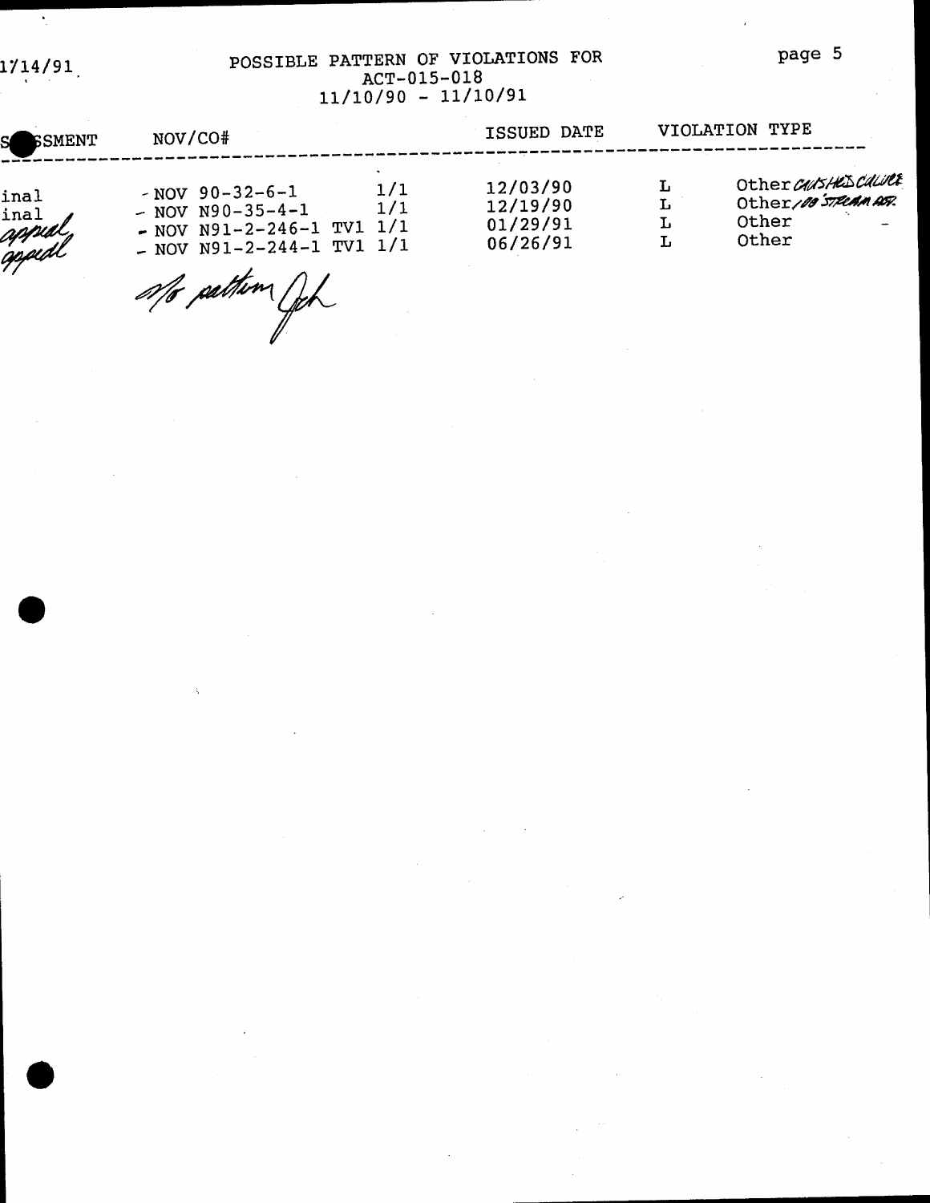1/14/91

# POSSIBLE PATTERN OF VIOLATIONS FOR ACT-015-018 11/10/90 - 11/10/91

| ASSESSMENT | NOV/CO# | | ISSUED DATE | VIOLATION TYPE | |
|---|---|---|---|---|---|
| inal | - NOV 90-32-6-1 | 1/1 | 12/03/90 | L | Other CRUSHED CALVERT |
| inal | - NOV N90-35-4-1 | 1/1 | 12/19/90 | L | Other 100' STREAM ASP. |
| appeal | - NOV N91-2-246-1 TV1 | 1/1 | 01/29/91 | L | Other |
| appeal | - NOV N91-2-244-1 TV1 | 1/1 | 06/26/91 | L | Other |

No pattern Jch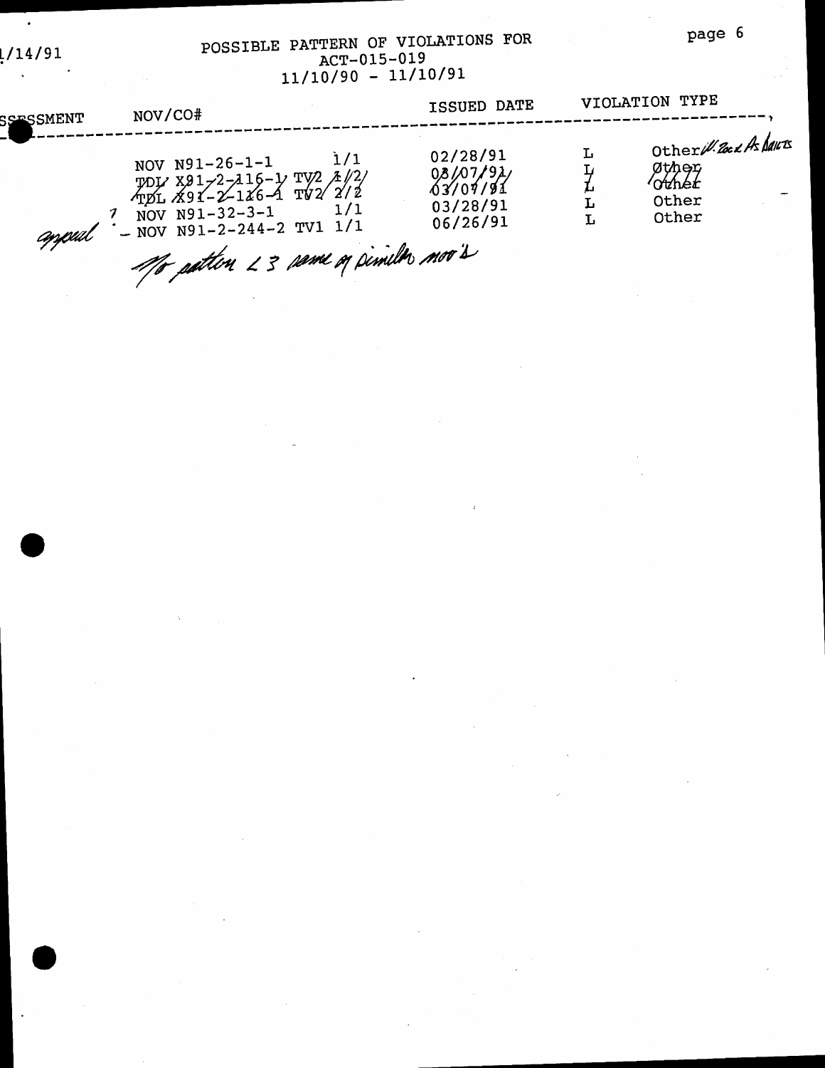1/14/91

# POSSIBLE PATTERN OF VIOLATIONS FOR ACT-015-019 11/10/90 - 11/10/91

| SSESSMENT | NOV/CO# | | ISSUED DATE | VIOLATION TYPE | |
|---|---|---|---|---|---|
| | NOV N91-26-1-1 | 1/1 | 02/28/91 | L | Other W. Back As Built |
| | ~~TDL X91-2-116-1 TV2 1/2~~ | | ~~03/07/91~~ | L | ~~Other~~ |
| | ~~TDL X91-2-116-1 TV2 2/2~~ | | ~~03/07/91~~ | L | ~~Other~~ |
| ? | NOV N91-32-3-1 | 1/1 | 03/28/91 | L | Other |
| appeal - | NOV N91-2-244-2 TV1 | 1/1 | 06/26/91 | L | Other |

No pattern < 3 same or similar nov's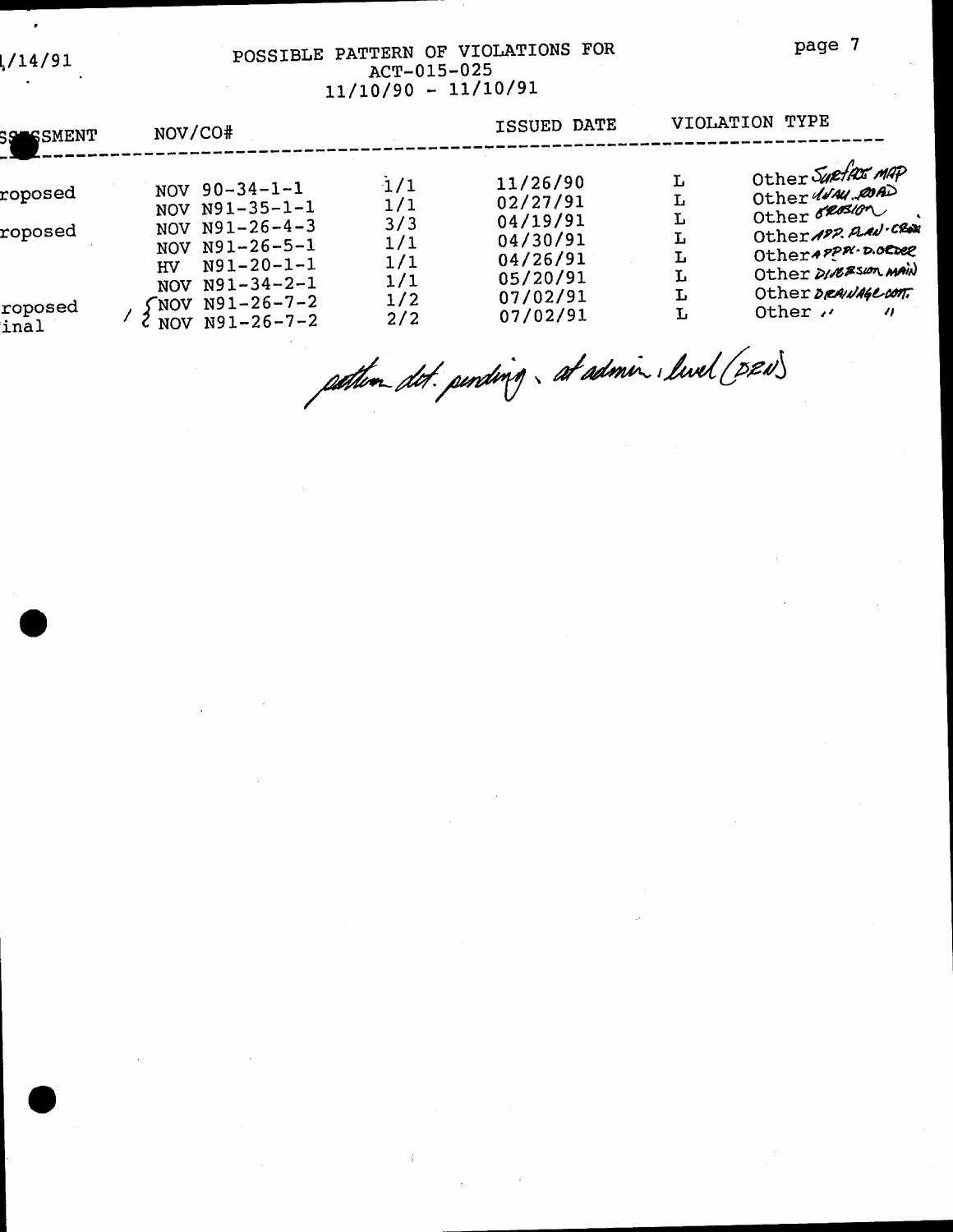1/14/91

# POSSIBLE PATTERN OF VIOLATIONS FOR ACT-015-025
## 11/10/90 - 11/10/91

| SSESSMENT | NOV/CO# | | ISSUED DATE | VIOLATION TYPE | |
|---|---|---|---|---|---|
| roposed | NOV 90-34-1-1 | 1/1 | 11/26/90 | L | Other Surface map |
| | NOV N91-35-1-1 | 1/1 | 02/27/91 | L | Other Maint. road |
| roposed | NOV N91-26-4-3 | 3/3 | 04/19/91 | L | Other Erosion |
| | NOV N91-26-5-1 | 1/1 | 04/30/91 | L | Other App. plan - cert |
| | HV N91-20-1-1 | 1/1 | 04/26/91 | L | Other Appr. D. Order |
| | NOV N91-34-2-1 | 1/1 | 05/20/91 | L | Other Diversion main |
| roposed | / { NOV N91-26-7-2 | 1/2 | 07/02/91 | L | Other Drainage cont. |
| inal | NOV N91-26-7-2 | 2/2 | 07/02/91 | L | Other " " |

pattern det. pending - at admin. level (DEN)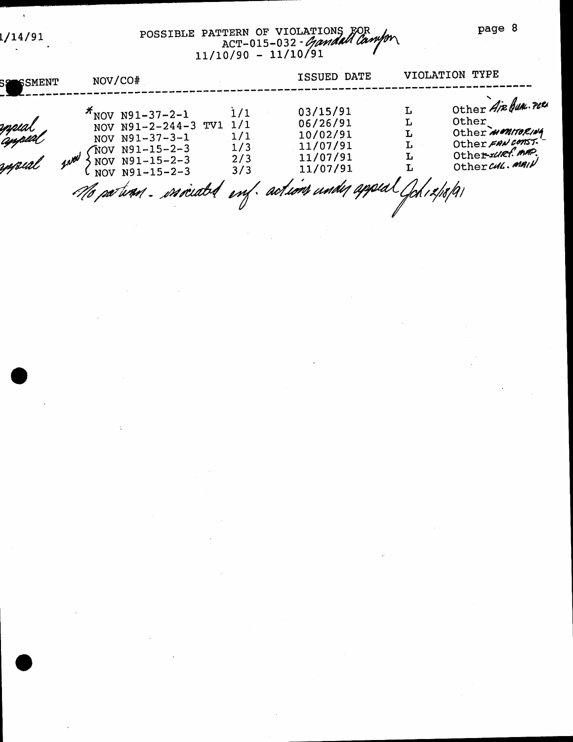1/14/91

POSSIBLE PATTERN OF VIOLATIONS FOR ACT-015-032 - Gandall Canyon
11/10/90 - 11/10/91

| ASSESSMENT | NOV/CO# | | ISSUED DATE | VIOLATION TYPE | |
|---|---|---|---|---|---|
| | *NOV N91-37-2-1 | 1/1 | 03/15/91 | L | Other Air Qual. Perm |
| appeal | NOV N91-2-244-3 TV1 | 1/1 | 06/26/91 | L | Other |
| appeal | NOV N91-37-3-1 | 1/1 | 10/02/91 | L | Other monitoring |
| | new NOV N91-15-2-3 | 1/3 | 11/07/91 | L | Other fan const. |
| appeal | NOV N91-15-2-3 | 2/3 | 11/07/91 | L | Other surf. map. |
| | NOV N91-15-2-3 | 3/3 | 11/07/91 | L | Other cul. main |

No pattern - associated enf. actions under appeal JCK 12/18/91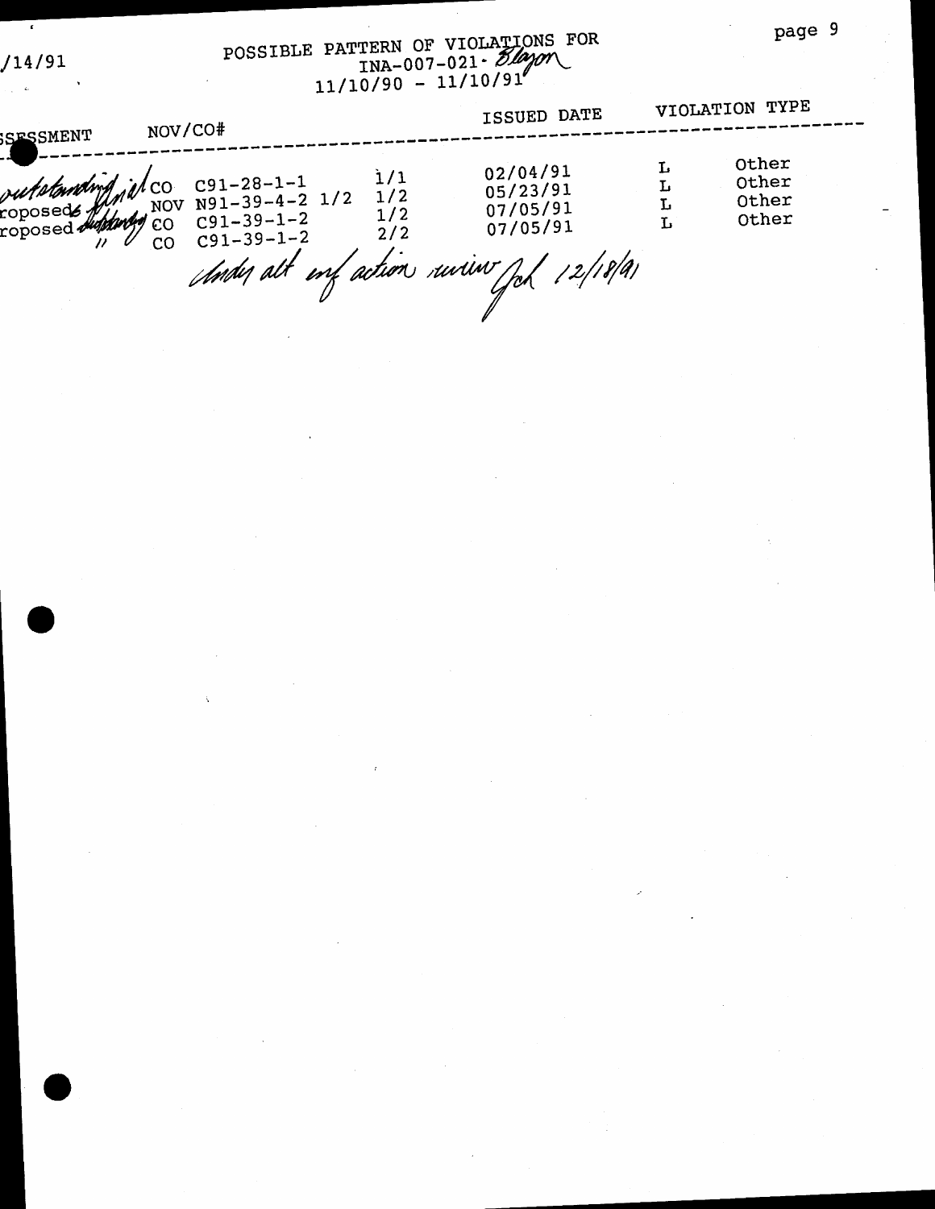/14/91

# POSSIBLE PATTERN OF VIOLATIONS FOR INA-007-021 - Blazon 11/10/90 - 11/10/91

| SSESSMENT | NOV/CO# | | | ISSUED DATE | VIOLATION TYPE | |
|---|---|---|---|---|---|---|
| outstanding final | CO | C91-28-1-1 | 1/1 | 02/04/91 | L | Other |
| roposed outstanding | NOV | N91-39-4-2 1/2 | 1/2 | 05/23/91 | L | Other |
| roposed outstanding | CO | C91-39-1-2 | 1/2 | 07/05/91 | L | Other |
| " | CO | C91-39-1-2 | 2/2 | 07/05/91 | L | Other |

*Under alt enf action review JCK 12/18/91*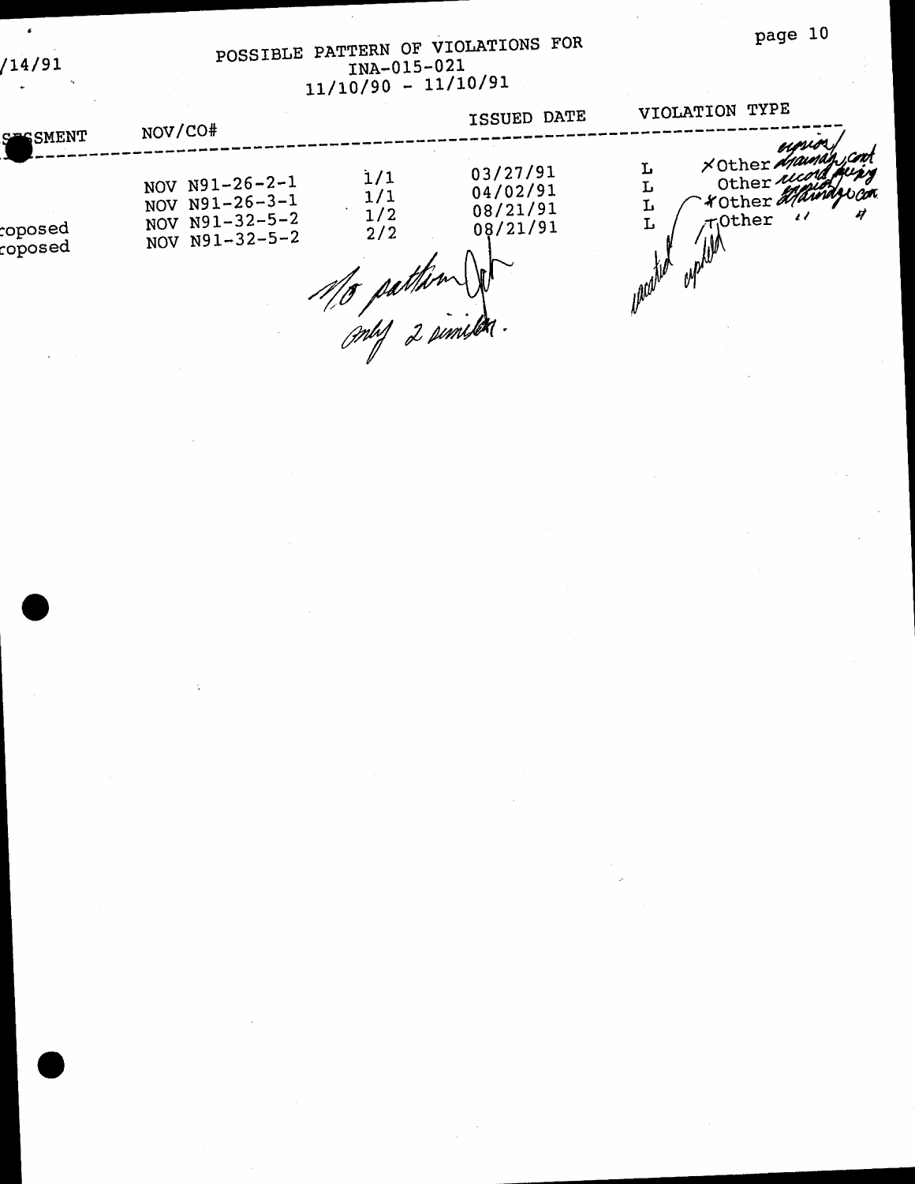/14/91

# POSSIBLE PATTERN OF VIOLATIONS FOR
## INA-015-021
## 11/10/90 - 11/10/91

| SSESSMENT | NOV/CO# | | ISSUED DATE | VIOLATION TYPE | |
|---|---|---|---|---|---|
| | NOV N91-26-2-1 | 1/1 | 03/27/91 | L | ✗Other erosion/drainage cont |
| | NOV N91-26-3-1 | 1/1 | 04/02/91 | L | Other record keeping |
| roposed | NOV N91-32-5-2 | 1/2 | 08/21/91 | L | ✗Other erosion/drainage con |
| roposed | NOV N91-32-5-2 | 2/2 | 08/21/91 | L | ✗Other " " |

No pattern — only 2 similar.

vacated — upheld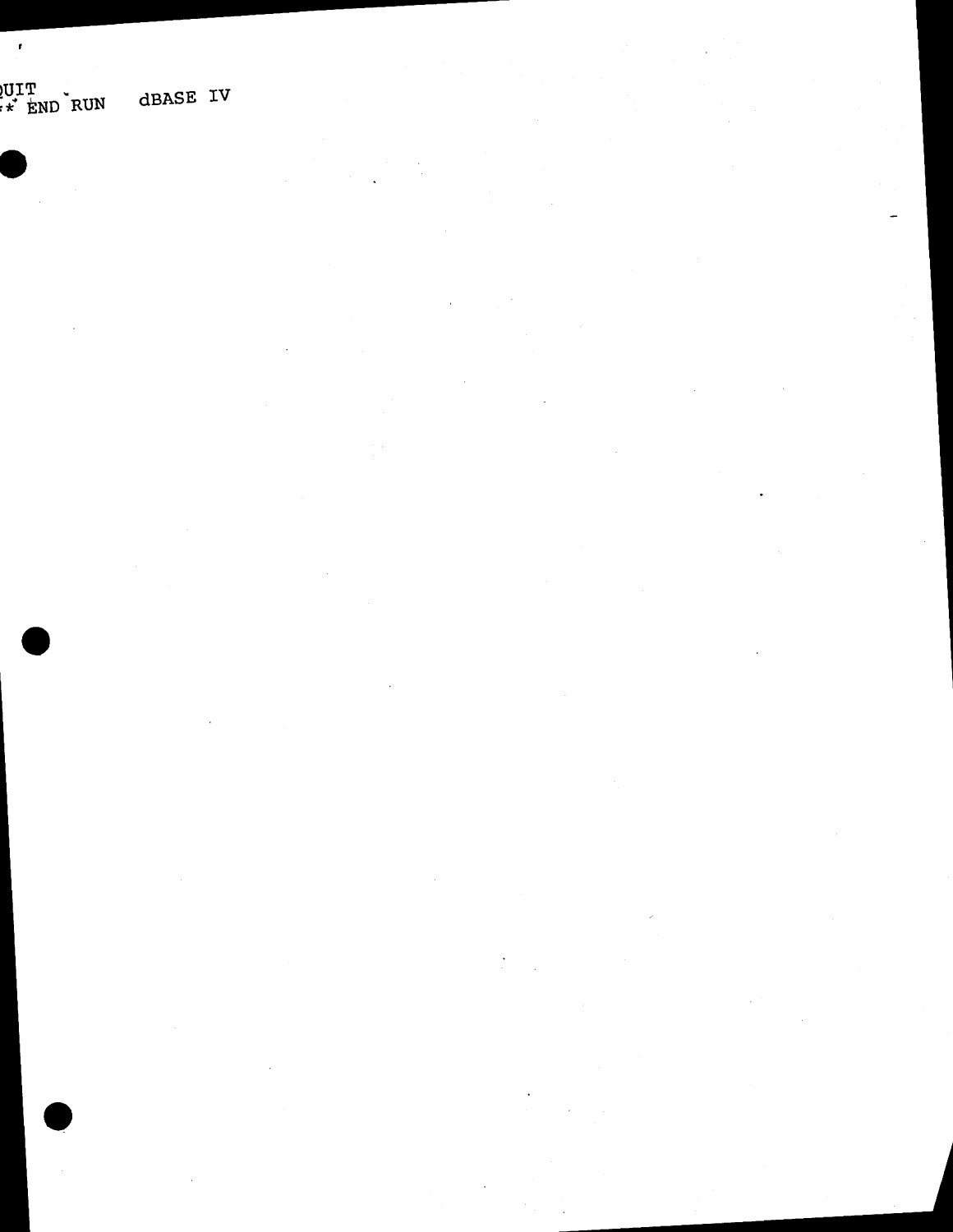```
QUIT
** END RUN   dBASE IV
```